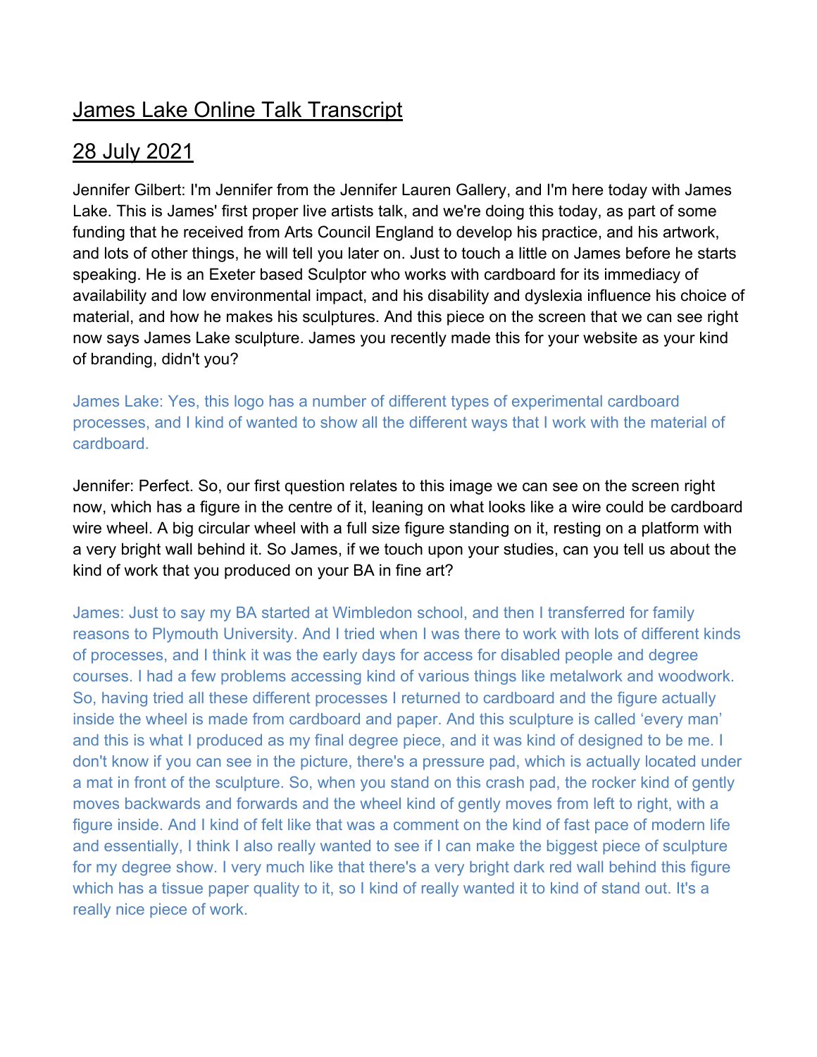# James Lake Online Talk Transcript

## 28 July 2021

Jennifer Gilbert: I'm Jennifer from the Jennifer Lauren Gallery, and I'm here today with James Lake. This is James' first proper live artists talk, and we're doing this today, as part of some funding that he received from Arts Council England to develop his practice, and his artwork, and lots of other things, he will tell you later on. Just to touch a little on James before he starts speaking. He is an Exeter based Sculptor who works with cardboard for its immediacy of availability and low environmental impact, and his disability and dyslexia influence his choice of material, and how he makes his sculptures. And this piece on the screen that we can see right now says James Lake sculpture. James you recently made this for your website as your kind of branding, didn't you?

James Lake: Yes, this logo has a number of different types of experimental cardboard processes, and I kind of wanted to show all the different ways that I work with the material of cardboard.

Jennifer: Perfect. So, our first question relates to this image we can see on the screen right now, which has a figure in the centre of it, leaning on what looks like a wire could be cardboard wire wheel. A big circular wheel with a full size figure standing on it, resting on a platform with a very bright wall behind it. So James, if we touch upon your studies, can you tell us about the kind of work that you produced on your BA in fine art?

James: Just to say my BA started at Wimbledon school, and then I transferred for family reasons to Plymouth University. And I tried when I was there to work with lots of different kinds of processes, and I think it was the early days for access for disabled people and degree courses. I had a few problems accessing kind of various things like metalwork and woodwork. So, having tried all these different processes I returned to cardboard and the figure actually inside the wheel is made from cardboard and paper. And this sculpture is called 'every man' and this is what I produced as my final degree piece, and it was kind of designed to be me. I don't know if you can see in the picture, there's a pressure pad, which is actually located under a mat in front of the sculpture. So, when you stand on this crash pad, the rocker kind of gently moves backwards and forwards and the wheel kind of gently moves from left to right, with a figure inside. And I kind of felt like that was a comment on the kind of fast pace of modern life and essentially, I think I also really wanted to see if I can make the biggest piece of sculpture for my degree show. I very much like that there's a very bright dark red wall behind this figure which has a tissue paper quality to it, so I kind of really wanted it to kind of stand out. It's a really nice piece of work.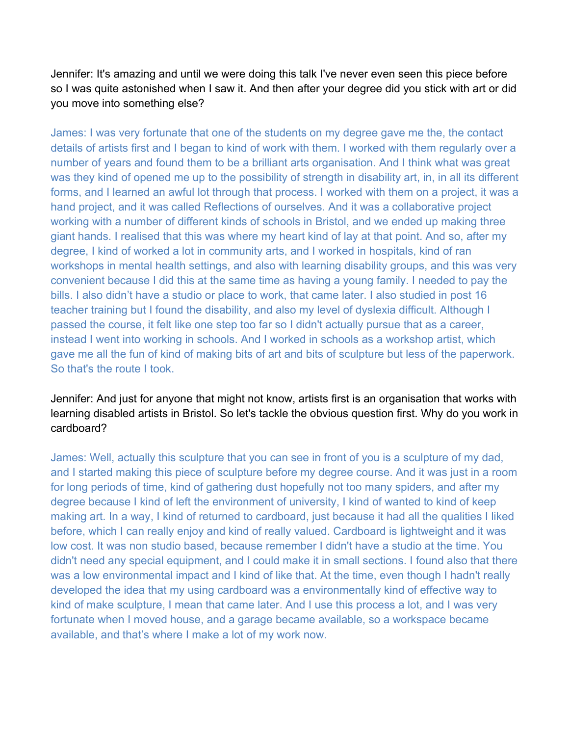Jennifer: It's amazing and until we were doing this talk I've never even seen this piece before so I was quite astonished when I saw it. And then after your degree did you stick with art or did you move into something else?

James: I was very fortunate that one of the students on my degree gave me the, the contact details of artists first and I began to kind of work with them. I worked with them regularly over a number of years and found them to be a brilliant arts organisation. And I think what was great was they kind of opened me up to the possibility of strength in disability art, in, in all its different forms, and I learned an awful lot through that process. I worked with them on a project, it was a hand project, and it was called Reflections of ourselves. And it was a collaborative project working with a number of different kinds of schools in Bristol, and we ended up making three giant hands. I realised that this was where my heart kind of lay at that point. And so, after my degree, I kind of worked a lot in community arts, and I worked in hospitals, kind of ran workshops in mental health settings, and also with learning disability groups, and this was very convenient because I did this at the same time as having a young family. I needed to pay the bills. I also didn't have a studio or place to work, that came later. I also studied in post 16 teacher training but I found the disability, and also my level of dyslexia difficult. Although I passed the course, it felt like one step too far so I didn't actually pursue that as a career, instead I went into working in schools. And I worked in schools as a workshop artist, which gave me all the fun of kind of making bits of art and bits of sculpture but less of the paperwork. So that's the route I took.

Jennifer: And just for anyone that might not know, artists first is an organisation that works with learning disabled artists in Bristol. So let's tackle the obvious question first. Why do you work in cardboard?

James: Well, actually this sculpture that you can see in front of you is a sculpture of my dad, and I started making this piece of sculpture before my degree course. And it was just in a room for long periods of time, kind of gathering dust hopefully not too many spiders, and after my degree because I kind of left the environment of university, I kind of wanted to kind of keep making art. In a way, I kind of returned to cardboard, just because it had all the qualities I liked before, which I can really enjoy and kind of really valued. Cardboard is lightweight and it was low cost. It was non studio based, because remember I didn't have a studio at the time. You didn't need any special equipment, and I could make it in small sections. I found also that there was a low environmental impact and I kind of like that. At the time, even though I hadn't really developed the idea that my using cardboard was a environmentally kind of effective way to kind of make sculpture, I mean that came later. And I use this process a lot, and I was very fortunate when I moved house, and a garage became available, so a workspace became available, and that's where I make a lot of my work now.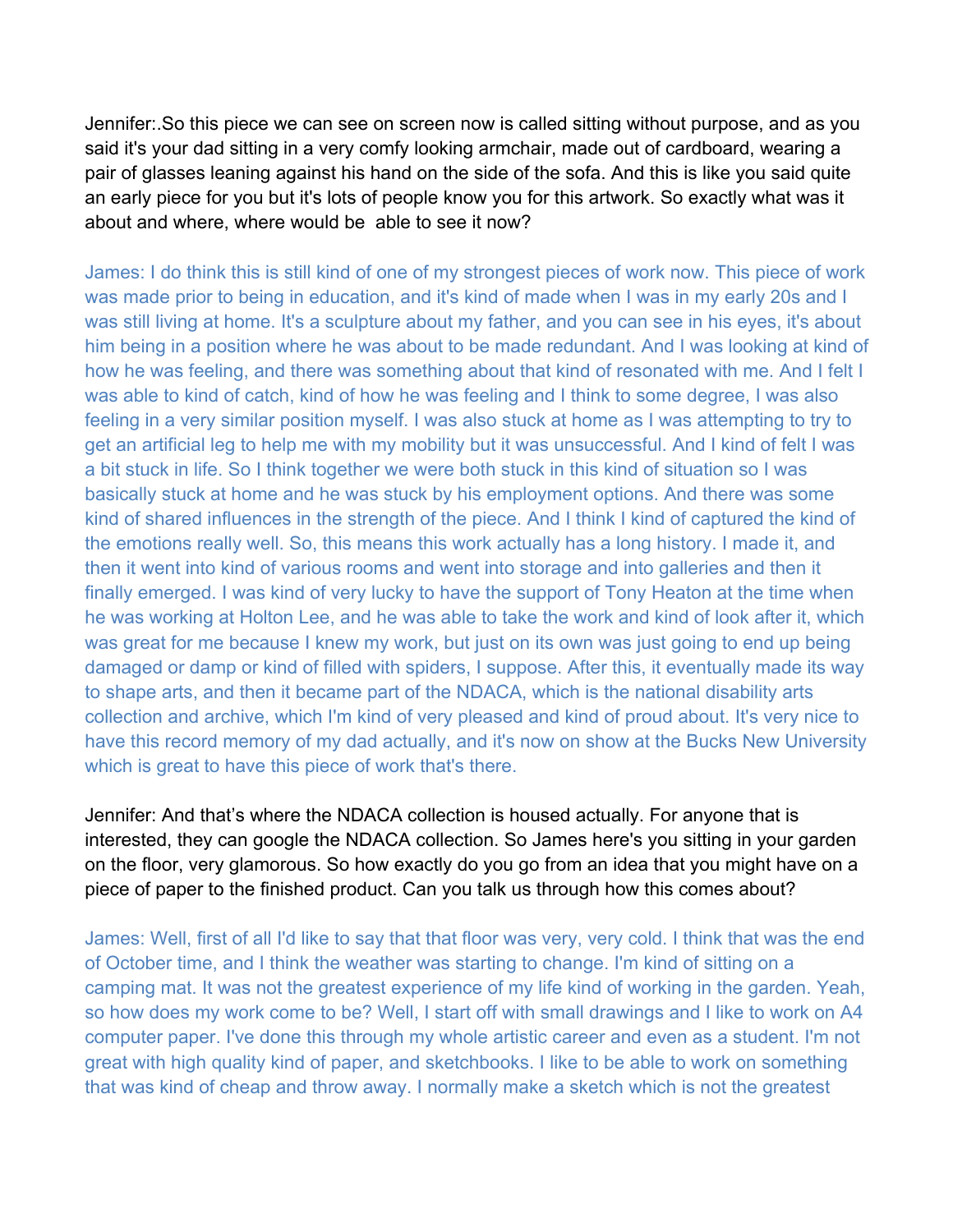Jennifer:.So this piece we can see on screen now is called sitting without purpose, and as you said it's your dad sitting in a very comfy looking armchair, made out of cardboard, wearing a pair of glasses leaning against his hand on the side of the sofa. And this is like you said quite an early piece for you but it's lots of people know you for this artwork. So exactly what was it about and where, where would be able to see it now?

James: I do think this is still kind of one of my strongest pieces of work now. This piece of work was made prior to being in education, and it's kind of made when I was in my early 20s and I was still living at home. It's a sculpture about my father, and you can see in his eyes, it's about him being in a position where he was about to be made redundant. And I was looking at kind of how he was feeling, and there was something about that kind of resonated with me. And I felt I was able to kind of catch, kind of how he was feeling and I think to some degree, I was also feeling in a very similar position myself. I was also stuck at home as I was attempting to try to get an artificial leg to help me with my mobility but it was unsuccessful. And I kind of felt I was a bit stuck in life. So I think together we were both stuck in this kind of situation so I was basically stuck at home and he was stuck by his employment options. And there was some kind of shared influences in the strength of the piece. And I think I kind of captured the kind of the emotions really well. So, this means this work actually has a long history. I made it, and then it went into kind of various rooms and went into storage and into galleries and then it finally emerged. I was kind of very lucky to have the support of Tony Heaton at the time when he was working at Holton Lee, and he was able to take the work and kind of look after it, which was great for me because I knew my work, but just on its own was just going to end up being damaged or damp or kind of filled with spiders, I suppose. After this, it eventually made its way to shape arts, and then it became part of the NDACA, which is the national disability arts collection and archive, which I'm kind of very pleased and kind of proud about. It's very nice to have this record memory of my dad actually, and it's now on show at the Bucks New University which is great to have this piece of work that's there.

Jennifer: And that's where the NDACA collection is housed actually. For anyone that is interested, they can google the NDACA collection. So James here's you sitting in your garden on the floor, very glamorous. So how exactly do you go from an idea that you might have on a piece of paper to the finished product. Can you talk us through how this comes about?

James: Well, first of all I'd like to say that that floor was very, very cold. I think that was the end of October time, and I think the weather was starting to change. I'm kind of sitting on a camping mat. It was not the greatest experience of my life kind of working in the garden. Yeah, so how does my work come to be? Well, I start off with small drawings and I like to work on A4 computer paper. I've done this through my whole artistic career and even as a student. I'm not great with high quality kind of paper, and sketchbooks. I like to be able to work on something that was kind of cheap and throw away. I normally make a sketch which is not the greatest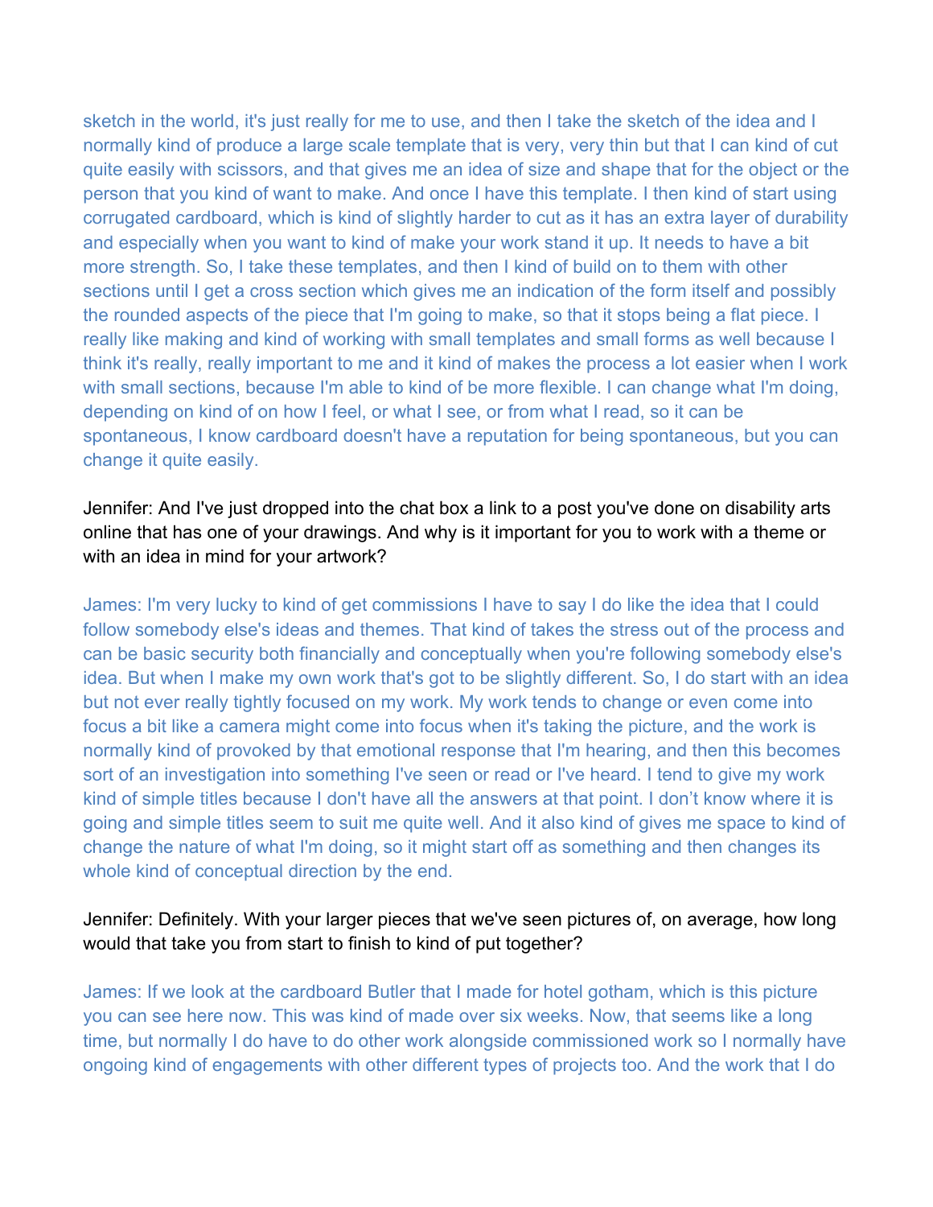sketch in the world, it's just really for me to use, and then I take the sketch of the idea and I normally kind of produce a large scale template that is very, very thin but that I can kind of cut quite easily with scissors, and that gives me an idea of size and shape that for the object or the person that you kind of want to make. And once I have this template. I then kind of start using corrugated cardboard, which is kind of slightly harder to cut as it has an extra layer of durability and especially when you want to kind of make your work stand it up. It needs to have a bit more strength. So, I take these templates, and then I kind of build on to them with other sections until I get a cross section which gives me an indication of the form itself and possibly the rounded aspects of the piece that I'm going to make, so that it stops being a flat piece. I really like making and kind of working with small templates and small forms as well because I think it's really, really important to me and it kind of makes the process a lot easier when I work with small sections, because I'm able to kind of be more flexible. I can change what I'm doing, depending on kind of on how I feel, or what I see, or from what I read, so it can be spontaneous, I know cardboard doesn't have a reputation for being spontaneous, but you can change it quite easily.

Jennifer: And I've just dropped into the chat box a link to a post you've done on disability arts online that has one of your drawings. And why is it important for you to work with a theme or with an idea in mind for your artwork?

James: I'm very lucky to kind of get commissions I have to say I do like the idea that I could follow somebody else's ideas and themes. That kind of takes the stress out of the process and can be basic security both financially and conceptually when you're following somebody else's idea. But when I make my own work that's got to be slightly different. So, I do start with an idea but not ever really tightly focused on my work. My work tends to change or even come into focus a bit like a camera might come into focus when it's taking the picture, and the work is normally kind of provoked by that emotional response that I'm hearing, and then this becomes sort of an investigation into something I've seen or read or I've heard. I tend to give my work kind of simple titles because I don't have all the answers at that point. I don't know where it is going and simple titles seem to suit me quite well. And it also kind of gives me space to kind of change the nature of what I'm doing, so it might start off as something and then changes its whole kind of conceptual direction by the end.

Jennifer: Definitely. With your larger pieces that we've seen pictures of, on average, how long would that take you from start to finish to kind of put together?

James: If we look at the cardboard Butler that I made for hotel gotham, which is this picture you can see here now. This was kind of made over six weeks. Now, that seems like a long time, but normally I do have to do other work alongside commissioned work so I normally have ongoing kind of engagements with other different types of projects too. And the work that I do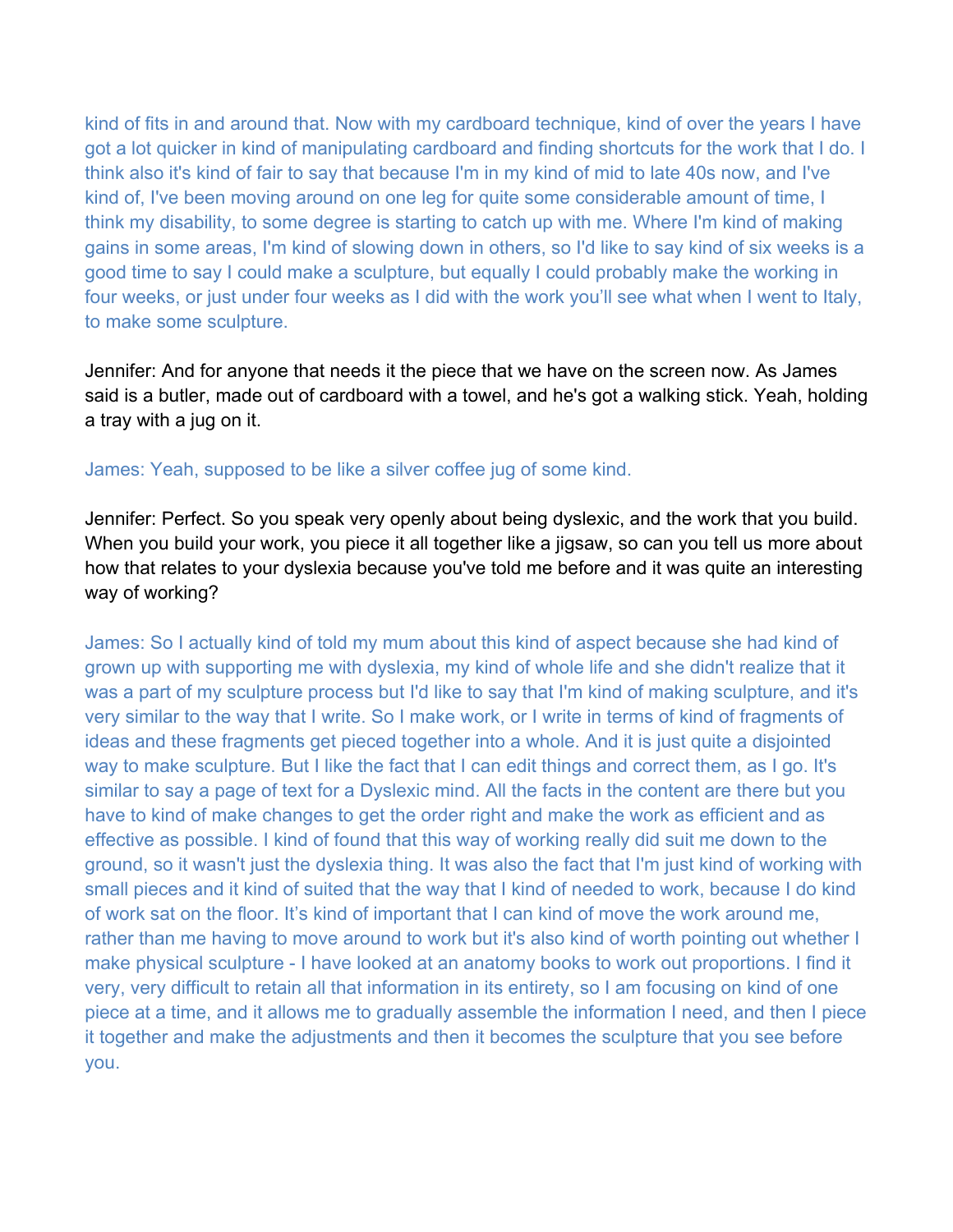kind of fits in and around that. Now with my cardboard technique, kind of over the years I have got a lot quicker in kind of manipulating cardboard and finding shortcuts for the work that I do. I think also it's kind of fair to say that because I'm in my kind of mid to late 40s now, and I've kind of, I've been moving around on one leg for quite some considerable amount of time, I think my disability, to some degree is starting to catch up with me. Where I'm kind of making gains in some areas, I'm kind of slowing down in others, so I'd like to say kind of six weeks is a good time to say I could make a sculpture, but equally I could probably make the working in four weeks, or just under four weeks as I did with the work you'll see what when I went to Italy, to make some sculpture.

Jennifer: And for anyone that needs it the piece that we have on the screen now. As James said is a butler, made out of cardboard with a towel, and he's got a walking stick. Yeah, holding a tray with a jug on it.

James: Yeah, supposed to be like a silver coffee jug of some kind.

Jennifer: Perfect. So you speak very openly about being dyslexic, and the work that you build. When you build your work, you piece it all together like a jigsaw, so can you tell us more about how that relates to your dyslexia because you've told me before and it was quite an interesting way of working?

James: So I actually kind of told my mum about this kind of aspect because she had kind of grown up with supporting me with dyslexia, my kind of whole life and she didn't realize that it was a part of my sculpture process but I'd like to say that I'm kind of making sculpture, and it's very similar to the way that I write. So I make work, or I write in terms of kind of fragments of ideas and these fragments get pieced together into a whole. And it is just quite a disjointed way to make sculpture. But I like the fact that I can edit things and correct them, as I go. It's similar to say a page of text for a Dyslexic mind. All the facts in the content are there but you have to kind of make changes to get the order right and make the work as efficient and as effective as possible. I kind of found that this way of working really did suit me down to the ground, so it wasn't just the dyslexia thing. It was also the fact that I'm just kind of working with small pieces and it kind of suited that the way that I kind of needed to work, because I do kind of work sat on the floor. It's kind of important that I can kind of move the work around me, rather than me having to move around to work but it's also kind of worth pointing out whether I make physical sculpture - I have looked at an anatomy books to work out proportions. I find it very, very difficult to retain all that information in its entirety, so I am focusing on kind of one piece at a time, and it allows me to gradually assemble the information I need, and then I piece it together and make the adjustments and then it becomes the sculpture that you see before you.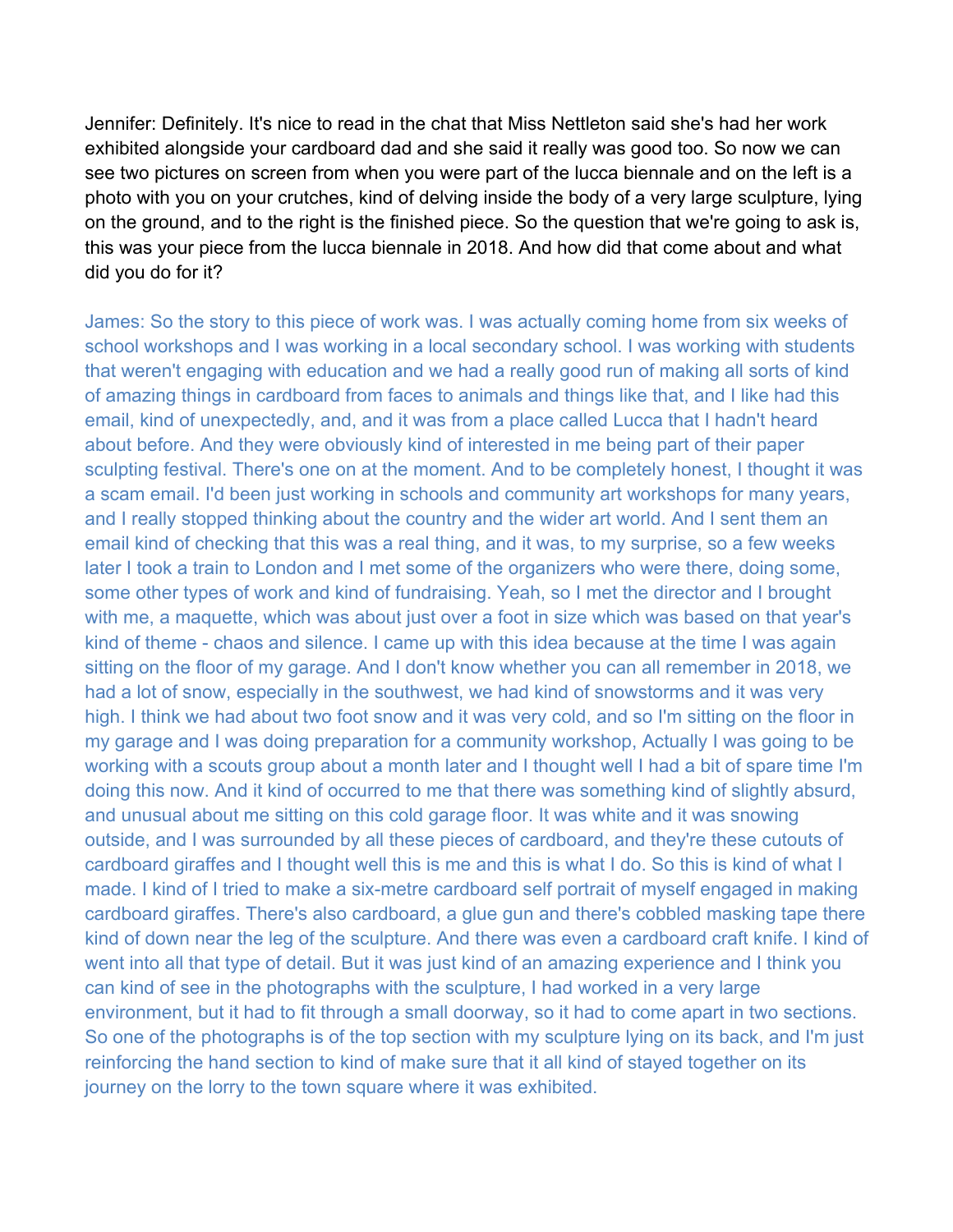Jennifer: Definitely. It's nice to read in the chat that Miss Nettleton said she's had her work exhibited alongside your cardboard dad and she said it really was good too. So now we can see two pictures on screen from when you were part of the lucca biennale and on the left is a photo with you on your crutches, kind of delving inside the body of a very large sculpture, lying on the ground, and to the right is the finished piece. So the question that we're going to ask is, this was your piece from the lucca biennale in 2018. And how did that come about and what did you do for it?

James: So the story to this piece of work was. I was actually coming home from six weeks of school workshops and I was working in a local secondary school. I was working with students that weren't engaging with education and we had a really good run of making all sorts of kind of amazing things in cardboard from faces to animals and things like that, and I like had this email, kind of unexpectedly, and, and it was from a place called Lucca that I hadn't heard about before. And they were obviously kind of interested in me being part of their paper sculpting festival. There's one on at the moment. And to be completely honest, I thought it was a scam email. I'd been just working in schools and community art workshops for many years, and I really stopped thinking about the country and the wider art world. And I sent them an email kind of checking that this was a real thing, and it was, to my surprise, so a few weeks later I took a train to London and I met some of the organizers who were there, doing some, some other types of work and kind of fundraising. Yeah, so I met the director and I brought with me, a maquette, which was about just over a foot in size which was based on that year's kind of theme - chaos and silence. I came up with this idea because at the time I was again sitting on the floor of my garage. And I don't know whether you can all remember in 2018, we had a lot of snow, especially in the southwest, we had kind of snowstorms and it was very high. I think we had about two foot snow and it was very cold, and so I'm sitting on the floor in my garage and I was doing preparation for a community workshop, Actually I was going to be working with a scouts group about a month later and I thought well I had a bit of spare time I'm doing this now. And it kind of occurred to me that there was something kind of slightly absurd, and unusual about me sitting on this cold garage floor. It was white and it was snowing outside, and I was surrounded by all these pieces of cardboard, and they're these cutouts of cardboard giraffes and I thought well this is me and this is what I do. So this is kind of what I made. I kind of I tried to make a six-metre cardboard self portrait of myself engaged in making cardboard giraffes. There's also cardboard, a glue gun and there's cobbled masking tape there kind of down near the leg of the sculpture. And there was even a cardboard craft knife. I kind of went into all that type of detail. But it was just kind of an amazing experience and I think you can kind of see in the photographs with the sculpture, I had worked in a very large environment, but it had to fit through a small doorway, so it had to come apart in two sections. So one of the photographs is of the top section with my sculpture lying on its back, and I'm just reinforcing the hand section to kind of make sure that it all kind of stayed together on its journey on the lorry to the town square where it was exhibited.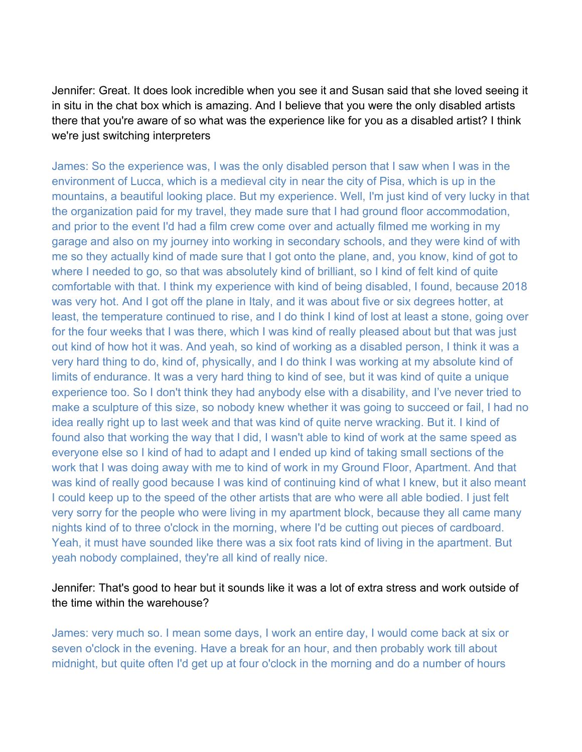Jennifer: Great. It does look incredible when you see it and Susan said that she loved seeing it in situ in the chat box which is amazing. And I believe that you were the only disabled artists there that you're aware of so what was the experience like for you as a disabled artist? I think we're just switching interpreters

James: So the experience was, I was the only disabled person that I saw when I was in the environment of Lucca, which is a medieval city in near the city of Pisa, which is up in the mountains, a beautiful looking place. But my experience. Well, I'm just kind of very lucky in that the organization paid for my travel, they made sure that I had ground floor accommodation, and prior to the event I'd had a film crew come over and actually filmed me working in my garage and also on my journey into working in secondary schools, and they were kind of with me so they actually kind of made sure that I got onto the plane, and, you know, kind of got to where I needed to go, so that was absolutely kind of brilliant, so I kind of felt kind of quite comfortable with that. I think my experience with kind of being disabled, I found, because 2018 was very hot. And I got off the plane in Italy, and it was about five or six degrees hotter, at least, the temperature continued to rise, and I do think I kind of lost at least a stone, going over for the four weeks that I was there, which I was kind of really pleased about but that was just out kind of how hot it was. And yeah, so kind of working as a disabled person, I think it was a very hard thing to do, kind of, physically, and I do think I was working at my absolute kind of limits of endurance. It was a very hard thing to kind of see, but it was kind of quite a unique experience too. So I don't think they had anybody else with a disability, and I've never tried to make a sculpture of this size, so nobody knew whether it was going to succeed or fail, I had no idea really right up to last week and that was kind of quite nerve wracking. But it. I kind of found also that working the way that I did, I wasn't able to kind of work at the same speed as everyone else so I kind of had to adapt and I ended up kind of taking small sections of the work that I was doing away with me to kind of work in my Ground Floor, Apartment. And that was kind of really good because I was kind of continuing kind of what I knew, but it also meant I could keep up to the speed of the other artists that are who were all able bodied. I just felt very sorry for the people who were living in my apartment block, because they all came many nights kind of to three o'clock in the morning, where I'd be cutting out pieces of cardboard. Yeah, it must have sounded like there was a six foot rats kind of living in the apartment. But yeah nobody complained, they're all kind of really nice.

Jennifer: That's good to hear but it sounds like it was a lot of extra stress and work outside of the time within the warehouse?

James: very much so. I mean some days, I work an entire day, I would come back at six or seven o'clock in the evening. Have a break for an hour, and then probably work till about midnight, but quite often I'd get up at four o'clock in the morning and do a number of hours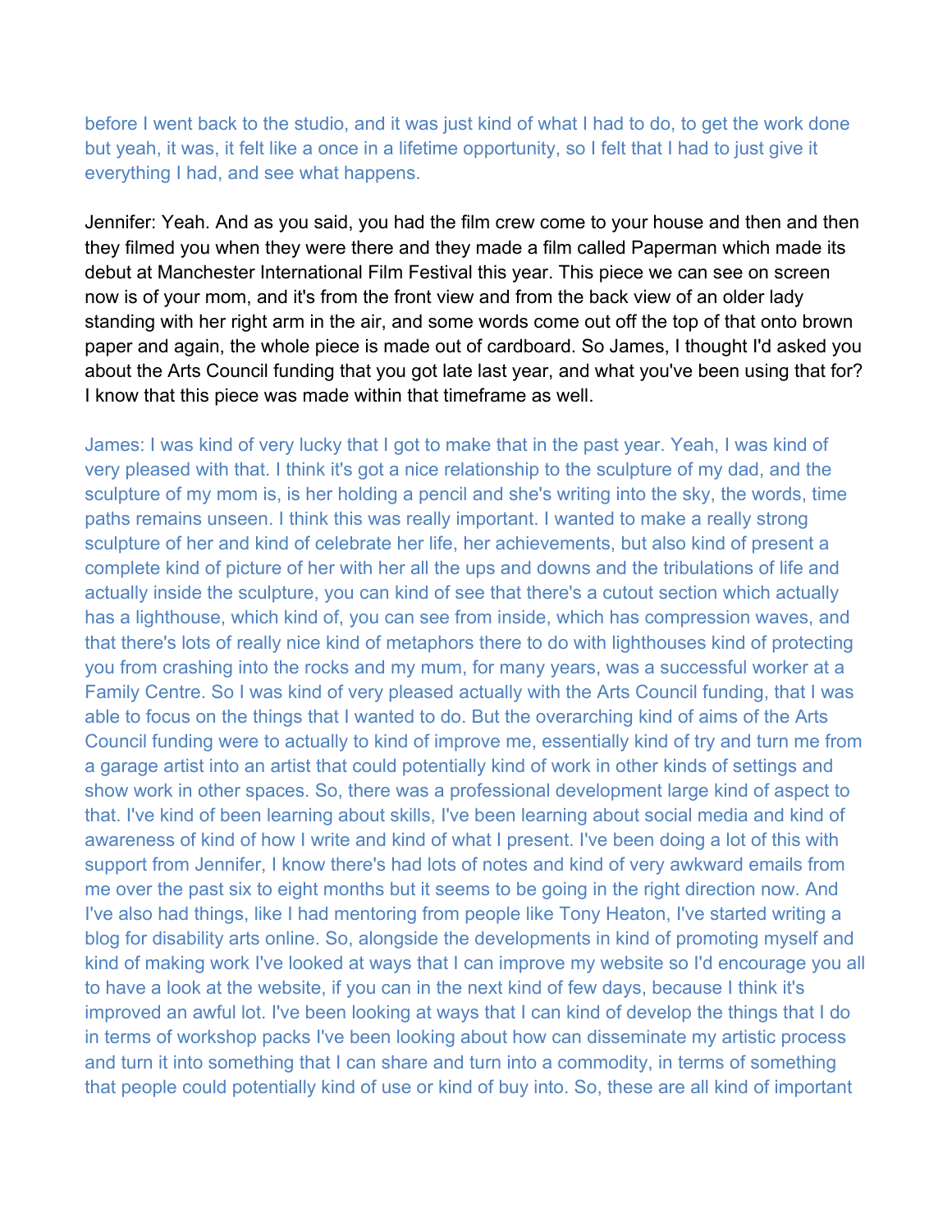before I went back to the studio, and it was just kind of what I had to do, to get the work done but yeah, it was, it felt like a once in a lifetime opportunity, so I felt that I had to just give it everything I had, and see what happens.

Jennifer: Yeah. And as you said, you had the film crew come to your house and then and then they filmed you when they were there and they made a film called Paperman which made its debut at Manchester International Film Festival this year. This piece we can see on screen now is of your mom, and it's from the front view and from the back view of an older lady standing with her right arm in the air, and some words come out off the top of that onto brown paper and again, the whole piece is made out of cardboard. So James, I thought I'd asked you about the Arts Council funding that you got late last year, and what you've been using that for? I know that this piece was made within that timeframe as well.

James: I was kind of very lucky that I got to make that in the past year. Yeah, I was kind of very pleased with that. I think it's got a nice relationship to the sculpture of my dad, and the sculpture of my mom is, is her holding a pencil and she's writing into the sky, the words, time paths remains unseen. I think this was really important. I wanted to make a really strong sculpture of her and kind of celebrate her life, her achievements, but also kind of present a complete kind of picture of her with her all the ups and downs and the tribulations of life and actually inside the sculpture, you can kind of see that there's a cutout section which actually has a lighthouse, which kind of, you can see from inside, which has compression waves, and that there's lots of really nice kind of metaphors there to do with lighthouses kind of protecting you from crashing into the rocks and my mum, for many years, was a successful worker at a Family Centre. So I was kind of very pleased actually with the Arts Council funding, that I was able to focus on the things that I wanted to do. But the overarching kind of aims of the Arts Council funding were to actually to kind of improve me, essentially kind of try and turn me from a garage artist into an artist that could potentially kind of work in other kinds of settings and show work in other spaces. So, there was a professional development large kind of aspect to that. I've kind of been learning about skills, I've been learning about social media and kind of awareness of kind of how I write and kind of what I present. I've been doing a lot of this with support from Jennifer, I know there's had lots of notes and kind of very awkward emails from me over the past six to eight months but it seems to be going in the right direction now. And I've also had things, like I had mentoring from people like Tony Heaton, I've started writing a blog for disability arts online. So, alongside the developments in kind of promoting myself and kind of making work I've looked at ways that I can improve my website so I'd encourage you all to have a look at the website, if you can in the next kind of few days, because I think it's improved an awful lot. I've been looking at ways that I can kind of develop the things that I do in terms of workshop packs I've been looking about how can disseminate my artistic process and turn it into something that I can share and turn into a commodity, in terms of something that people could potentially kind of use or kind of buy into. So, these are all kind of important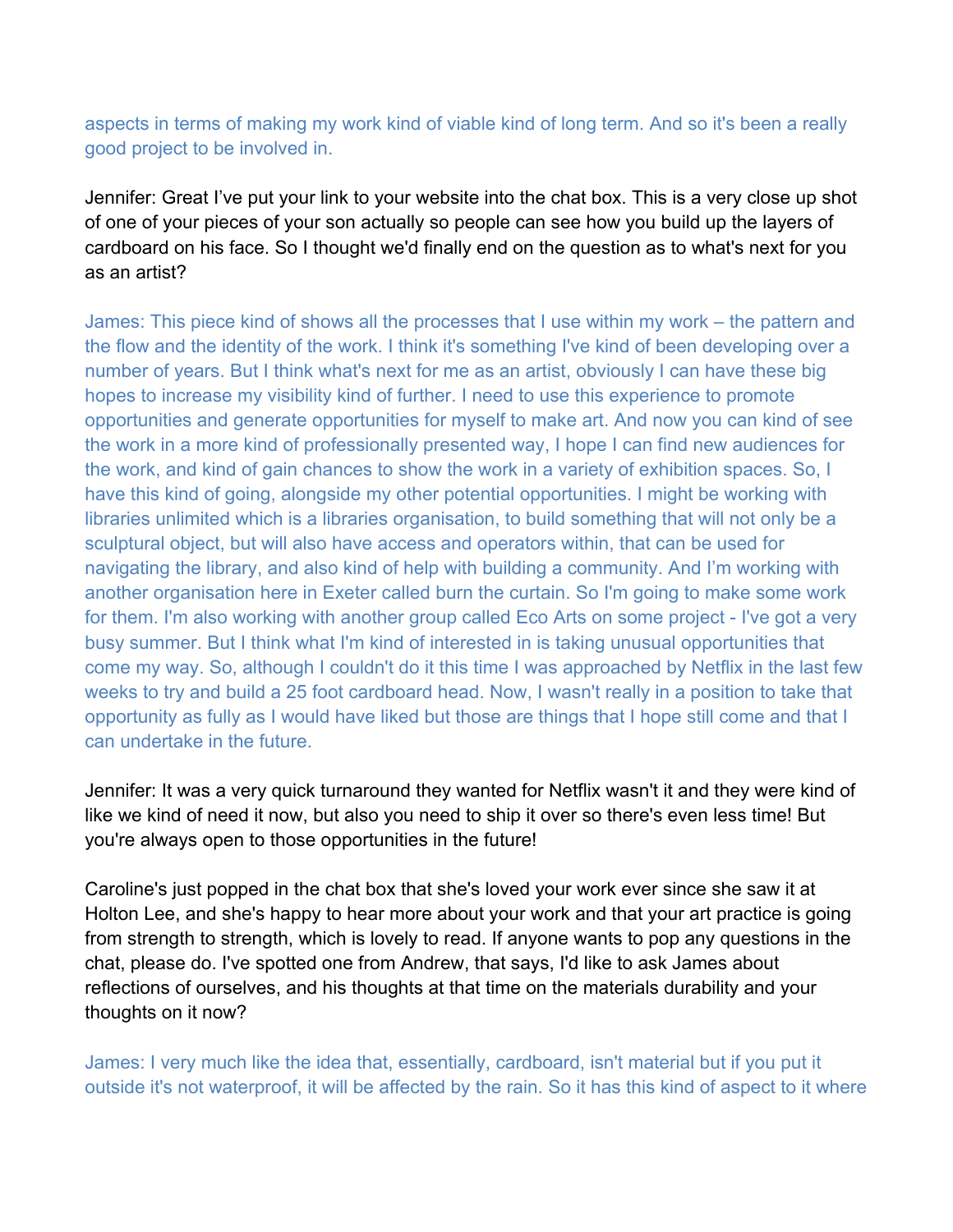aspects in terms of making my work kind of viable kind of long term. And so it's been a really good project to be involved in.

Jennifer: Great I've put your link to your website into the chat box. This is a very close up shot of one of your pieces of your son actually so people can see how you build up the layers of cardboard on his face. So I thought we'd finally end on the question as to what's next for you as an artist?

James: This piece kind of shows all the processes that I use within my work – the pattern and the flow and the identity of the work. I think it's something I've kind of been developing over a number of years. But I think what's next for me as an artist, obviously I can have these big hopes to increase my visibility kind of further. I need to use this experience to promote opportunities and generate opportunities for myself to make art. And now you can kind of see the work in a more kind of professionally presented way, I hope I can find new audiences for the work, and kind of gain chances to show the work in a variety of exhibition spaces. So, I have this kind of going, alongside my other potential opportunities. I might be working with libraries unlimited which is a libraries organisation, to build something that will not only be a sculptural object, but will also have access and operators within, that can be used for navigating the library, and also kind of help with building a community. And I'm working with another organisation here in Exeter called burn the curtain. So I'm going to make some work for them. I'm also working with another group called Eco Arts on some project - I've got a very busy summer. But I think what I'm kind of interested in is taking unusual opportunities that come my way. So, although I couldn't do it this time I was approached by Netflix in the last few weeks to try and build a 25 foot cardboard head. Now, I wasn't really in a position to take that opportunity as fully as I would have liked but those are things that I hope still come and that I can undertake in the future.

Jennifer: It was a very quick turnaround they wanted for Netflix wasn't it and they were kind of like we kind of need it now, but also you need to ship it over so there's even less time! But you're always open to those opportunities in the future!

Caroline's just popped in the chat box that she's loved your work ever since she saw it at Holton Lee, and she's happy to hear more about your work and that your art practice is going from strength to strength, which is lovely to read. If anyone wants to pop any questions in the chat, please do. I've spotted one from Andrew, that says, I'd like to ask James about reflections of ourselves, and his thoughts at that time on the materials durability and your thoughts on it now?

James: I very much like the idea that, essentially, cardboard, isn't material but if you put it outside it's not waterproof, it will be affected by the rain. So it has this kind of aspect to it where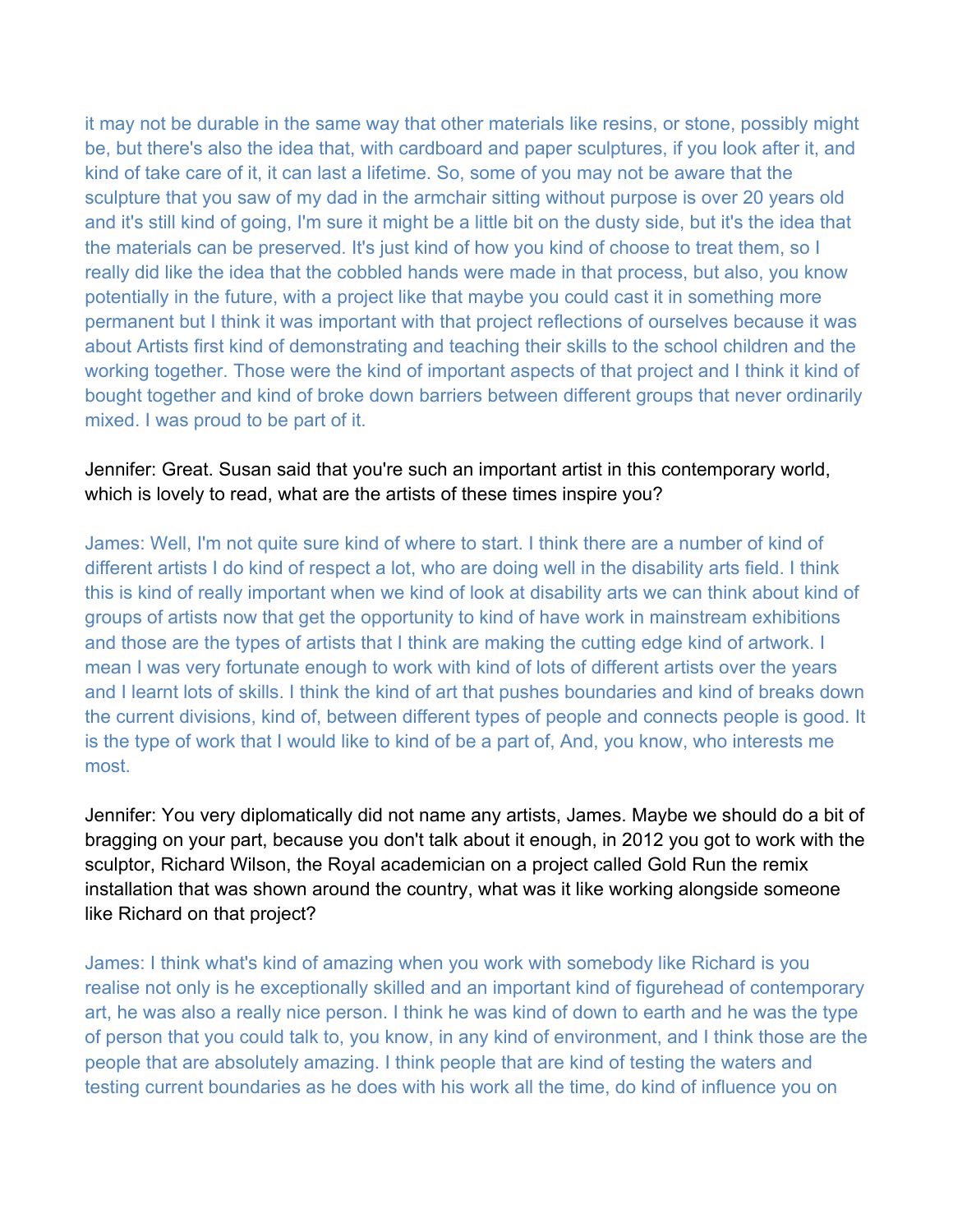it may not be durable in the same way that other materials like resins, or stone, possibly might be, but there's also the idea that, with cardboard and paper sculptures, if you look after it, and kind of take care of it, it can last a lifetime. So, some of you may not be aware that the sculpture that you saw of my dad in the armchair sitting without purpose is over 20 years old and it's still kind of going, I'm sure it might be a little bit on the dusty side, but it's the idea that the materials can be preserved. It's just kind of how you kind of choose to treat them, so I really did like the idea that the cobbled hands were made in that process, but also, you know potentially in the future, with a project like that maybe you could cast it in something more permanent but I think it was important with that project reflections of ourselves because it was about Artists first kind of demonstrating and teaching their skills to the school children and the working together. Those were the kind of important aspects of that project and I think it kind of bought together and kind of broke down barriers between different groups that never ordinarily mixed. I was proud to be part of it.

Jennifer: Great. Susan said that you're such an important artist in this contemporary world, which is lovely to read, what are the artists of these times inspire you?

James: Well, I'm not quite sure kind of where to start. I think there are a number of kind of different artists I do kind of respect a lot, who are doing well in the disability arts field. I think this is kind of really important when we kind of look at disability arts we can think about kind of groups of artists now that get the opportunity to kind of have work in mainstream exhibitions and those are the types of artists that I think are making the cutting edge kind of artwork. I mean I was very fortunate enough to work with kind of lots of different artists over the years and I learnt lots of skills. I think the kind of art that pushes boundaries and kind of breaks down the current divisions, kind of, between different types of people and connects people is good. It is the type of work that I would like to kind of be a part of, And, you know, who interests me most.

Jennifer: You very diplomatically did not name any artists, James. Maybe we should do a bit of bragging on your part, because you don't talk about it enough, in 2012 you got to work with the sculptor, Richard Wilson, the Royal academician on a project called Gold Run the remix installation that was shown around the country, what was it like working alongside someone like Richard on that project?

James: I think what's kind of amazing when you work with somebody like Richard is you realise not only is he exceptionally skilled and an important kind of figurehead of contemporary art, he was also a really nice person. I think he was kind of down to earth and he was the type of person that you could talk to, you know, in any kind of environment, and I think those are the people that are absolutely amazing. I think people that are kind of testing the waters and testing current boundaries as he does with his work all the time, do kind of influence you on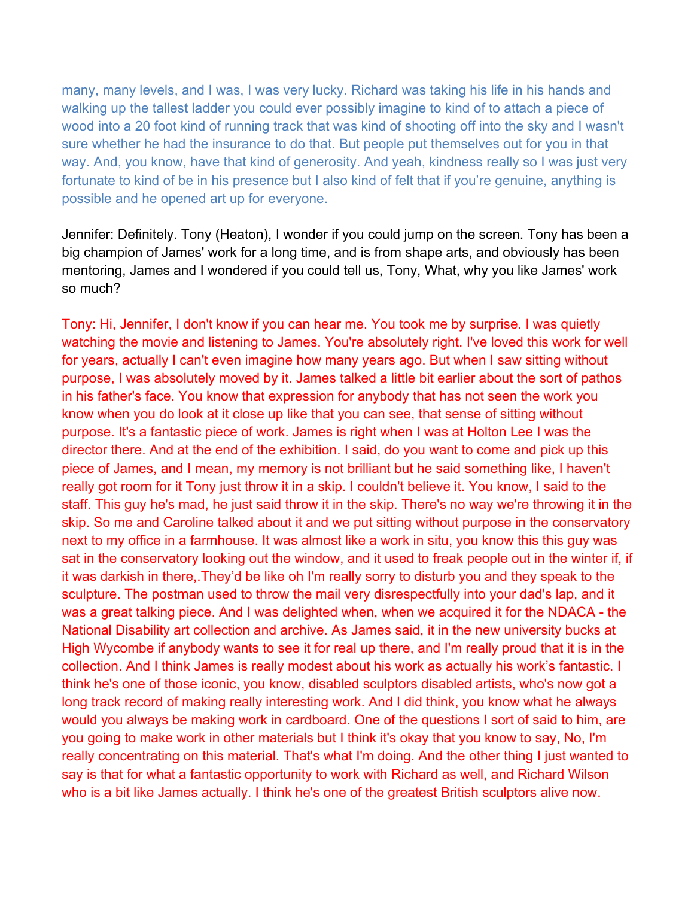many, many levels, and I was, I was very lucky. Richard was taking his life in his hands and walking up the tallest ladder you could ever possibly imagine to kind of to attach a piece of wood into a 20 foot kind of running track that was kind of shooting off into the sky and I wasn't sure whether he had the insurance to do that. But people put themselves out for you in that way. And, you know, have that kind of generosity. And yeah, kindness really so I was just very fortunate to kind of be in his presence but I also kind of felt that if you're genuine, anything is possible and he opened art up for everyone.

Jennifer: Definitely. Tony (Heaton), I wonder if you could jump on the screen. Tony has been a big champion of James' work for a long time, and is from shape arts, and obviously has been mentoring, James and I wondered if you could tell us, Tony, What, why you like James' work so much?

Tony: Hi, Jennifer, I don't know if you can hear me. You took me by surprise. I was quietly watching the movie and listening to James. You're absolutely right. I've loved this work for well for years, actually I can't even imagine how many years ago. But when I saw sitting without purpose, I was absolutely moved by it. James talked a little bit earlier about the sort of pathos in his father's face. You know that expression for anybody that has not seen the work you know when you do look at it close up like that you can see, that sense of sitting without purpose. It's a fantastic piece of work. James is right when I was at Holton Lee I was the director there. And at the end of the exhibition. I said, do you want to come and pick up this piece of James, and I mean, my memory is not brilliant but he said something like, I haven't really got room for it Tony just throw it in a skip. I couldn't believe it. You know, I said to the staff. This guy he's mad, he just said throw it in the skip. There's no way we're throwing it in the skip. So me and Caroline talked about it and we put sitting without purpose in the conservatory next to my office in a farmhouse. It was almost like a work in situ, you know this this guy was sat in the conservatory looking out the window, and it used to freak people out in the winter if, if it was darkish in there,.They'd be like oh I'm really sorry to disturb you and they speak to the sculpture. The postman used to throw the mail very disrespectfully into your dad's lap, and it was a great talking piece. And I was delighted when, when we acquired it for the NDACA - the National Disability art collection and archive. As James said, it in the new university bucks at High Wycombe if anybody wants to see it for real up there, and I'm really proud that it is in the collection. And I think James is really modest about his work as actually his work's fantastic. I think he's one of those iconic, you know, disabled sculptors disabled artists, who's now got a long track record of making really interesting work. And I did think, you know what he always would you always be making work in cardboard. One of the questions I sort of said to him, are you going to make work in other materials but I think it's okay that you know to say, No, I'm really concentrating on this material. That's what I'm doing. And the other thing I just wanted to say is that for what a fantastic opportunity to work with Richard as well, and Richard Wilson who is a bit like James actually. I think he's one of the greatest British sculptors alive now.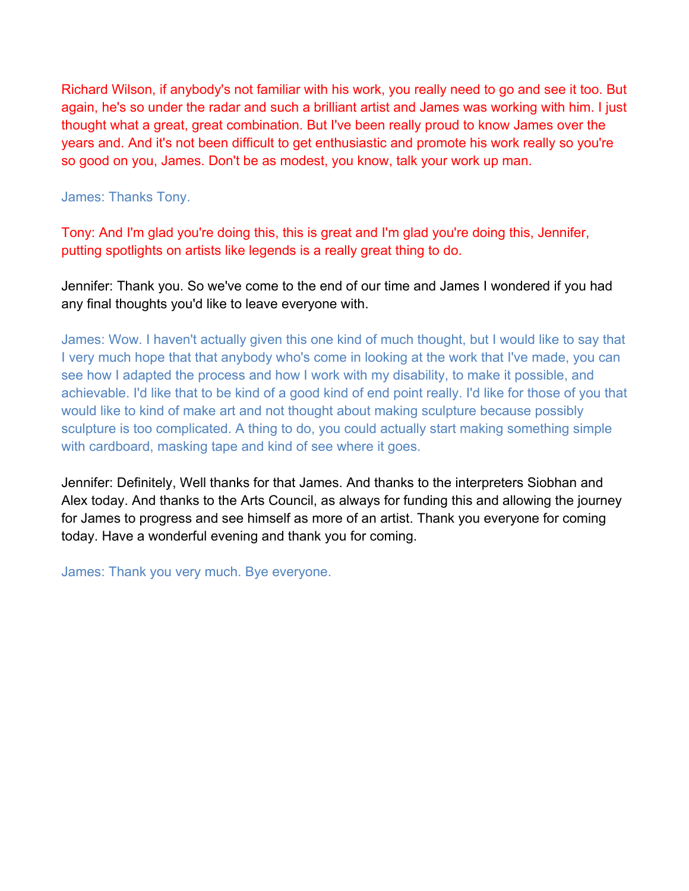Richard Wilson, if anybody's not familiar with his work, you really need to go and see it too. But again, he's so under the radar and such a brilliant artist and James was working with him. I just thought what a great, great combination. But I've been really proud to know James over the years and. And it's not been difficult to get enthusiastic and promote his work really so you're so good on you, James. Don't be as modest, you know, talk your work up man.

James: Thanks Tony.

Tony: And I'm glad you're doing this, this is great and I'm glad you're doing this, Jennifer, putting spotlights on artists like legends is a really great thing to do.

Jennifer: Thank you. So we've come to the end of our time and James I wondered if you had any final thoughts you'd like to leave everyone with.

James: Wow. I haven't actually given this one kind of much thought, but I would like to say that I very much hope that that anybody who's come in looking at the work that I've made, you can see how I adapted the process and how I work with my disability, to make it possible, and achievable. I'd like that to be kind of a good kind of end point really. I'd like for those of you that would like to kind of make art and not thought about making sculpture because possibly sculpture is too complicated. A thing to do, you could actually start making something simple with cardboard, masking tape and kind of see where it goes.

Jennifer: Definitely, Well thanks for that James. And thanks to the interpreters Siobhan and Alex today. And thanks to the Arts Council, as always for funding this and allowing the journey for James to progress and see himself as more of an artist. Thank you everyone for coming today. Have a wonderful evening and thank you for coming.

James: Thank you very much. Bye everyone.